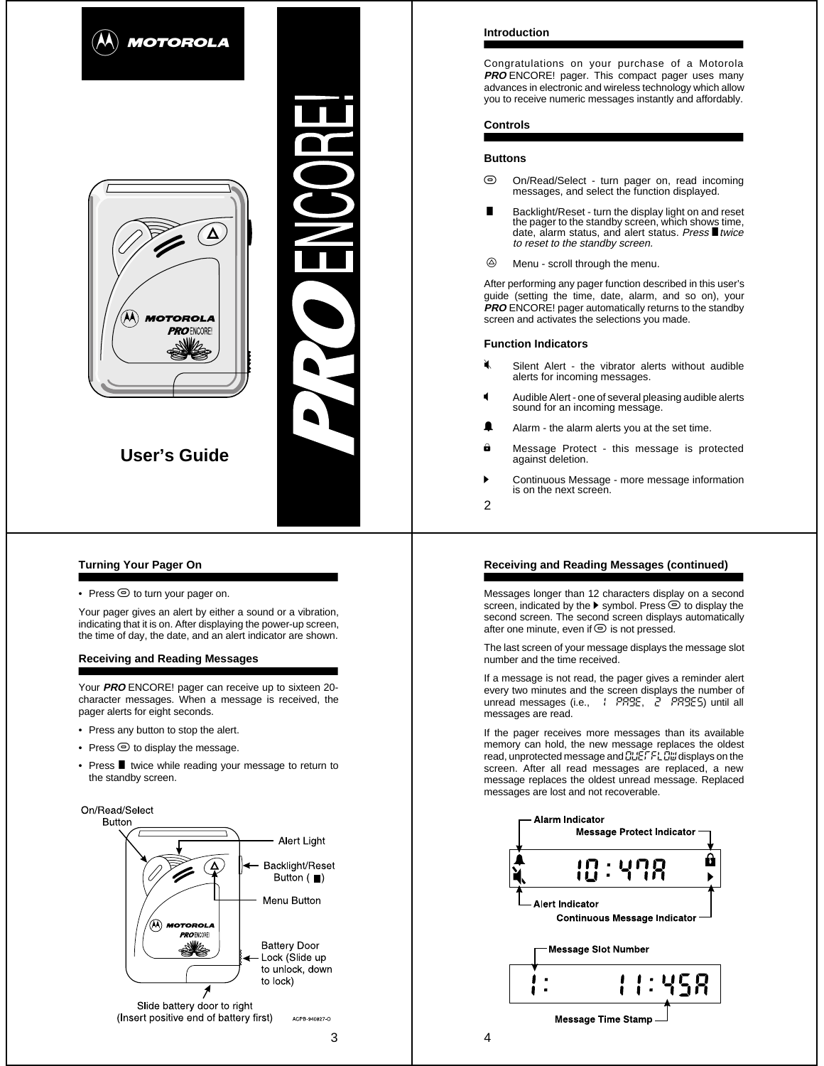MOTOROLA

PRO ENCORE!

User's Guide

## Introduction

Congratulations on your purchase of a Motorola ***PRO*** ENCORE! pager. This compact pager uses many advances in electronic and wireless technology which allow you to receive numeric messages instantly and affordably.

## Controls

### Buttons

On/Read/Select - turn pager on, read incoming messages, and select the function displayed.

Backlight/Reset - turn the display light on and reset the pager to the standby screen, which shows time, date, alarm status, and alert status. *Press twice to reset to the standby screen.*

Menu - scroll through the menu.

After performing any pager function described in this user's guide (setting the time, date, alarm, and so on), your ***PRO*** ENCORE! pager automatically returns to the standby screen and activates the selections you made.

### Function Indicators

Silent Alert - the vibrator alerts without audible alerts for incoming messages.

Audible Alert - one of several pleasing audible alerts sound for an incoming message.

Alarm - the alarm alerts you at the set time.

Message Protect - this message is protected against deletion.

Continuous Message - more message information is on the next screen.

## Turning Your Pager On

- Press to turn your pager on.

Your pager gives an alert by either a sound or a vibration, indicating that it is on. After displaying the power-up screen, the time of day, the date, and an alert indicator are shown.

## Receiving and Reading Messages

Your ***PRO*** ENCORE! pager can receive up to sixteen 20-character messages. When a message is received, the pager alerts for eight seconds.

- Press any button to stop the alert.
- Press to display the message.
- Press twice while reading your message to return to the standby screen.

On/Read/Select Button

Alert Light

Backlight/Reset Button ( )

Menu Button

Battery Door Lock (Slide up to unlock, down to lock)

Slide battery door to right (Insert positive end of battery first)

ACPB-940827-O

## Receiving and Reading Messages (continued)

Messages longer than 12 characters display on a second screen, indicated by the ▶ symbol. Press to display the second screen. The second screen displays automatically after one minute, even if is not pressed.

The last screen of your message displays the message slot number and the time received.

If a message is not read, the pager gives a reminder alert every two minutes and the screen displays the number of unread messages (i.e., 1 PAGE, 2 PAGES) until all messages are read.

If the pager receives more messages than its available memory can hold, the new message replaces the oldest read, unprotected message and OVERFLOW displays on the screen. After all read messages are replaced, a new message replaces the oldest unread message. Replaced messages are lost and not recoverable.

Alarm Indicator

Message Protect Indicator

10:47A

Alert Indicator

Continuous Message Indicator

Message Slot Number

1: 11:45A

Message Time Stamp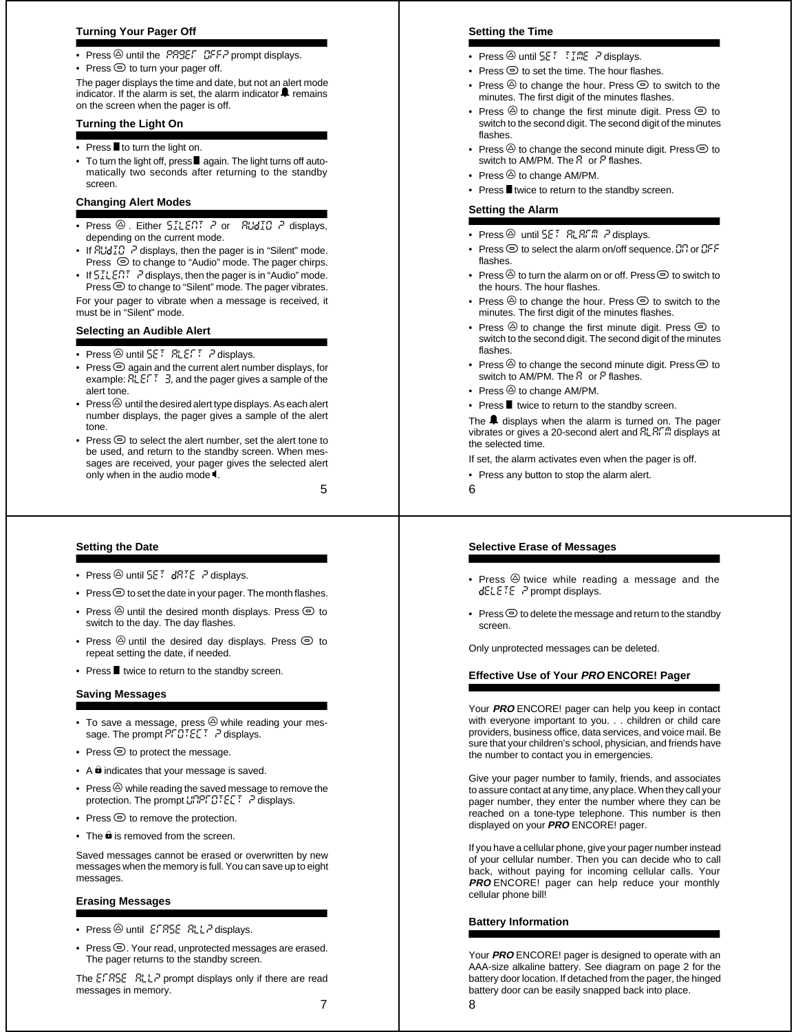## Turning Your Pager Off

- Press Ⓐ until the PAGER OFF? prompt displays.
- Press ⊜ to turn your pager off.

The pager displays the time and date, but not an alert mode indicator. If the alarm is set, the alarm indicator 🔔 remains on the screen when the pager is off.

## Turning the Light On

- Press ▮ to turn the light on.
- To turn the light off, press ▮ again. The light turns off automatically two seconds after returning to the standby screen.

## Changing Alert Modes

- Press Ⓐ. Either SILENT ? or AUDIO ? displays, depending on the current mode.
- If AUDIO ? displays, then the pager is in "Silent" mode. Press ⊜ to change to "Audio" mode. The pager chirps.
- If SILENT ? displays, then the pager is in "Audio" mode. Press ⊜ to change to "Silent" mode. The pager vibrates.

For your pager to vibrate when a message is received, it must be in "Silent" mode.

## Selecting an Audible Alert

- Press Ⓐ until SET ALERT ? displays.
- Press ⊜ again and the current alert number displays, for example: ALERT 3, and the pager gives a sample of the alert tone.
- Press Ⓐ until the desired alert type displays. As each alert number displays, the pager gives a sample of the alert tone.
- Press ⊜ to select the alert number, set the alert tone to be used, and return to the standby screen. When messages are received, your pager gives the selected alert only when in the audio mode 🔈.

## Setting the Time

- Press Ⓐ until SET TIME ? displays.
- Press ⊜ to set the time. The hour flashes.
- Press Ⓐ to change the hour. Press ⊜ to switch to the minutes. The first digit of the minutes flashes.
- Press Ⓐ to change the first minute digit. Press ⊜ to switch to the second digit. The second digit of the minutes flashes.
- Press Ⓐ to change the second minute digit. Press ⊜ to switch to AM/PM. The A or P flashes.
- Press Ⓐ to change AM/PM.
- Press ▮ twice to return to the standby screen.

## Setting the Alarm

- Press Ⓐ until SET ALARM ? displays.
- Press ⊜ to select the alarm on/off sequence. ON or OFF flashes.
- Press Ⓐ to turn the alarm on or off. Press ⊜ to switch to the hours. The hour flashes.
- Press Ⓐ to change the hour. Press ⊜ to switch to the minutes. The first digit of the minutes flashes.
- Press Ⓐ to change the first minute digit. Press ⊜ to switch to the second digit. The second digit of the minutes flashes.
- Press Ⓐ to change the second minute digit. Press ⊜ to switch to AM/PM. The A or P flashes.
- Press Ⓐ to change AM/PM.
- Press ▮ twice to return to the standby screen.

The 🔔 displays when the alarm is turned on. The pager vibrates or gives a 20-second alert and ALARM displays at the selected time.

If set, the alarm activates even when the pager is off.

- Press any button to stop the alarm alert.

## Setting the Date

- Press Ⓐ until SET DATE ? displays.
- Press ⊜ to set the date in your pager. The month flashes.
- Press Ⓐ until the desired month displays. Press ⊜ to switch to the day. The day flashes.
- Press Ⓐ until the desired day displays. Press ⊜ to repeat setting the date, if needed.
- Press ▮ twice to return to the standby screen.

## Saving Messages

- To save a message, press Ⓐ while reading your message. The prompt PROTECT ? displays.
- Press ⊜ to protect the message.
- A 🔒 indicates that your message is saved.
- Press Ⓐ while reading the saved message to remove the protection. The prompt UNPROTECT ? displays.
- Press ⊜ to remove the protection.
- The 🔒 is removed from the screen.

Saved messages cannot be erased or overwritten by new messages when the memory is full. You can save up to eight messages.

## Erasing Messages

- Press Ⓐ until ERASE ALL? displays.
- Press ⊜. Your read, unprotected messages are erased. The pager returns to the standby screen.

The ERASE ALL? prompt displays only if there are read messages in memory.

## Selective Erase of Messages

- Press Ⓐ twice while reading a message and the DELETE ? prompt displays.
- Press ⊜ to delete the message and return to the standby screen.

Only unprotected messages can be deleted.

## Effective Use of Your *PRO* ENCORE! Pager

Your ***PRO*** ENCORE! pager can help you keep in contact with everyone important to you. . . children or child care providers, business office, data services, and voice mail. Be sure that your children's school, physician, and friends have the number to contact you in emergencies.

Give your pager number to family, friends, and associates to assure contact at any time, any place. When they call your pager number, they enter the number where they can be reached on a tone-type telephone. This number is then displayed on your ***PRO*** ENCORE! pager.

If you have a cellular phone, give your pager number instead of your cellular number. Then you can decide who to call back, without paying for incoming cellular calls. Your ***PRO*** ENCORE! pager can help reduce your monthly cellular phone bill!

## Battery Information

Your ***PRO*** ENCORE! pager is designed to operate with an AAA-size alkaline battery. See diagram on page 2 for the battery door location. If detached from the pager, the hinged battery door can be easily snapped back into place.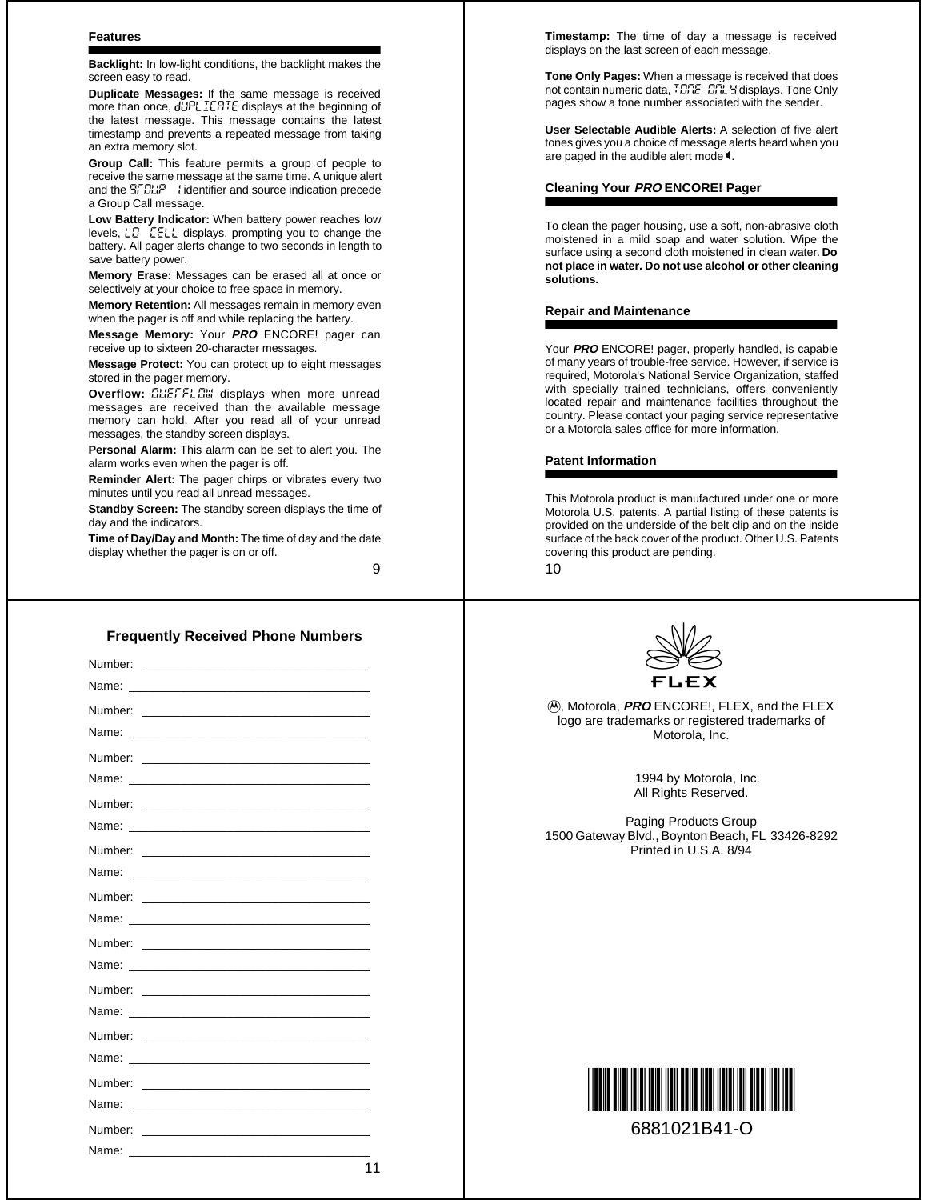## Features

**Backlight:** In low-light conditions, the backlight makes the screen easy to read.

**Duplicate Messages:** If the same message is received more than once, dUPLICATE displays at the beginning of the latest message. This message contains the latest timestamp and prevents a repeated message from taking an extra memory slot.

**Group Call:** This feature permits a group of people to receive the same message at the same time. A unique alert and the GrOUP 1 identifier and source indication precede a Group Call message.

**Low Battery Indicator:** When battery power reaches low levels, LO CELL displays, prompting you to change the battery. All pager alerts change to two seconds in length to save battery power.

**Memory Erase:** Messages can be erased all at once or selectively at your choice to free space in memory.

**Memory Retention:** All messages remain in memory even when the pager is off and while replacing the battery.

**Message Memory:** Your ***PRO*** ENCORE! pager can receive up to sixteen 20-character messages.

**Message Protect:** You can protect up to eight messages stored in the pager memory.

**Overflow:** OVErFLOW displays when more unread messages are received than the available message memory can hold. After you read all of your unread messages, the standby screen displays.

**Personal Alarm:** This alarm can be set to alert you. The alarm works even when the pager is off.

**Reminder Alert:** The pager chirps or vibrates every two minutes until you read all unread messages.

**Standby Screen:** The standby screen displays the time of day and the indicators.

**Time of Day/Day and Month:** The time of day and the date display whether the pager is on or off.

**Timestamp:** The time of day a message is received displays on the last screen of each message.

**Tone Only Pages:** When a message is received that does not contain numeric data, TONE ONLY displays. Tone Only pages show a tone number associated with the sender.

**User Selectable Audible Alerts:** A selection of five alert tones gives you a choice of message alerts heard when you are paged in the audible alert mode.

## Cleaning Your *PRO* ENCORE! Pager

To clean the pager housing, use a soft, non-abrasive cloth moistened in a mild soap and water solution. Wipe the surface using a second cloth moistened in clean water. **Do not place in water. Do not use alcohol or other cleaning solutions.**

## Repair and Maintenance

Your ***PRO*** ENCORE! pager, properly handled, is capable of many years of trouble-free service. However, if service is required, Motorola's National Service Organization, staffed with specially trained technicians, offers conveniently located repair and maintenance facilities throughout the country. Please contact your paging service representative or a Motorola sales office for more information.

## Patent Information

This Motorola product is manufactured under one or more Motorola U.S. patents. A partial listing of these patents is provided on the underside of the belt clip and on the inside surface of the back cover of the product. Other U.S. Patents covering this product are pending.

## Frequently Received Phone Numbers

Number: ____________________

Name: ____________________

Number: ____________________

Name: ____________________

Number: ____________________

Name: ____________________

Number: ____________________

Name: ____________________

Number: ____________________

Name: ____________________

Number: ____________________

Name: ____________________

Number: ____________________

Name: ____________________

Number: ____________________

Name: ____________________

Number: ____________________

Name: ____________________

Number: ____________________

Name: ____________________

Number: ____________________

Name: ____________________

FLEX

Ⓜ, Motorola, ***PRO*** ENCORE!, FLEX, and the FLEX logo are trademarks or registered trademarks of Motorola, Inc.

1994 by Motorola, Inc.
All Rights Reserved.

Paging Products Group
1500 Gateway Blvd., Boynton Beach, FL 33426-8292
Printed in U.S.A. 8/94

6881021B41-O